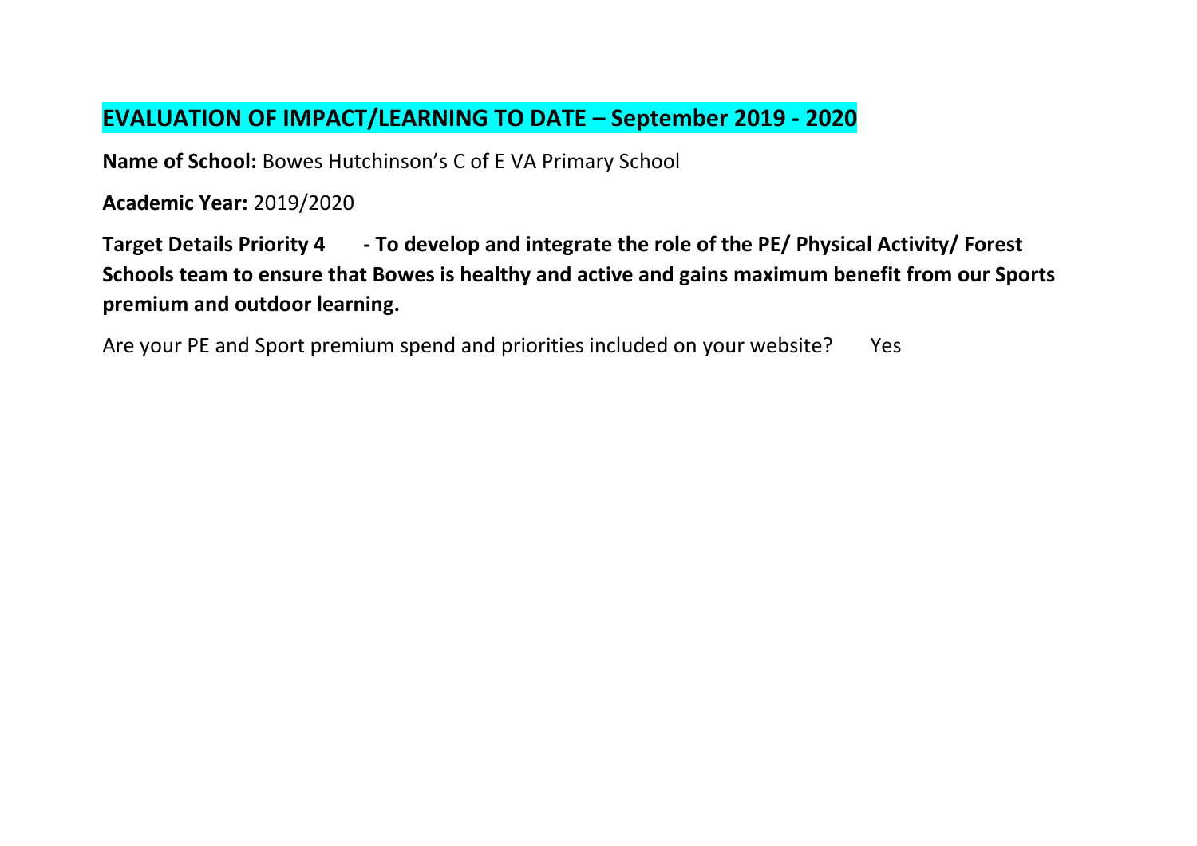# EVALUATION OF IMPACT/LEARNING TO DATE – September 2019 - 2020

**Name of School:** Bowes Hutchinson's C of E VA Primary School

**Academic Year:** 2019/2020

**Target Details Priority 4 - To develop and integrate the role of the PE/ Physical Activity/ Forest Schools team to ensure that Bowes is healthy and active and gains maximum benefit from our Sports premium and outdoor learning.**

Are your PE and Sport premium spend and priorities included on your website? Yes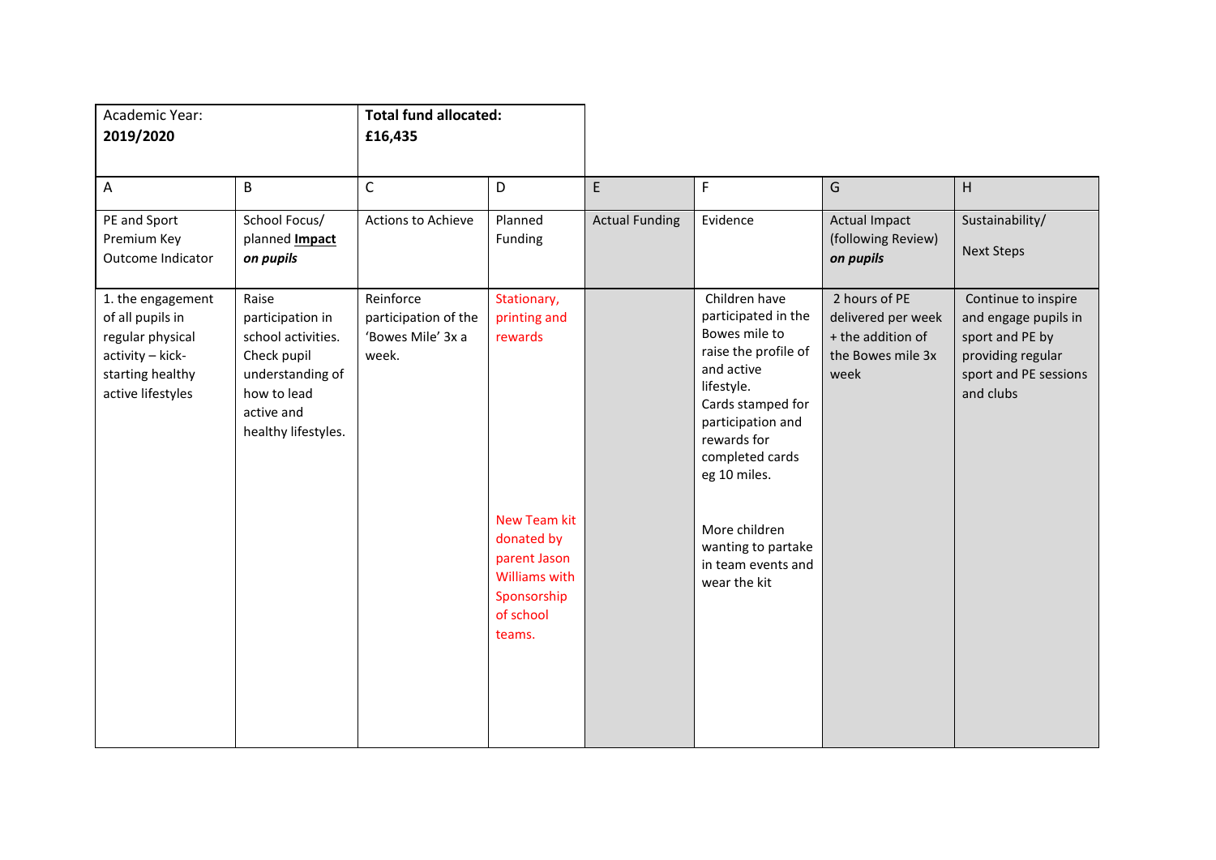| Academic Year: **2019/2020** | | **Total fund allocated: £16,435** | | | | | |
|---|---|---|---|---|---|---|---|
| A | B | C | D | E | F | G | H |
| PE and Sport Premium Key Outcome Indicator | School Focus/ planned **Impact** ***on pupils*** | Actions to Achieve | Planned Funding | Actual Funding | Evidence | Actual Impact (following Review) ***on pupils*** | Sustainability/ Next Steps |
| 1. the engagement of all pupils in regular physical activity – kick-starting healthy active lifestyles | Raise participation in school activities. Check pupil understanding of how to lead active and healthy lifestyles. | Reinforce participation of the 'Bowes Mile' 3x a week. | Stationary, printing and rewards | | Children have participated in the Bowes mile to raise the profile of and active lifestyle. Cards stamped for participation and rewards for completed cards eg 10 miles. | 2 hours of PE delivered per week + the addition of the Bowes mile 3x week | Continue to inspire and engage pupils in sport and PE by providing regular sport and PE sessions and clubs |
| | | | New Team kit donated by parent Jason Williams with Sponsorship of school teams. | | More children wanting to partake in team events and wear the kit | | |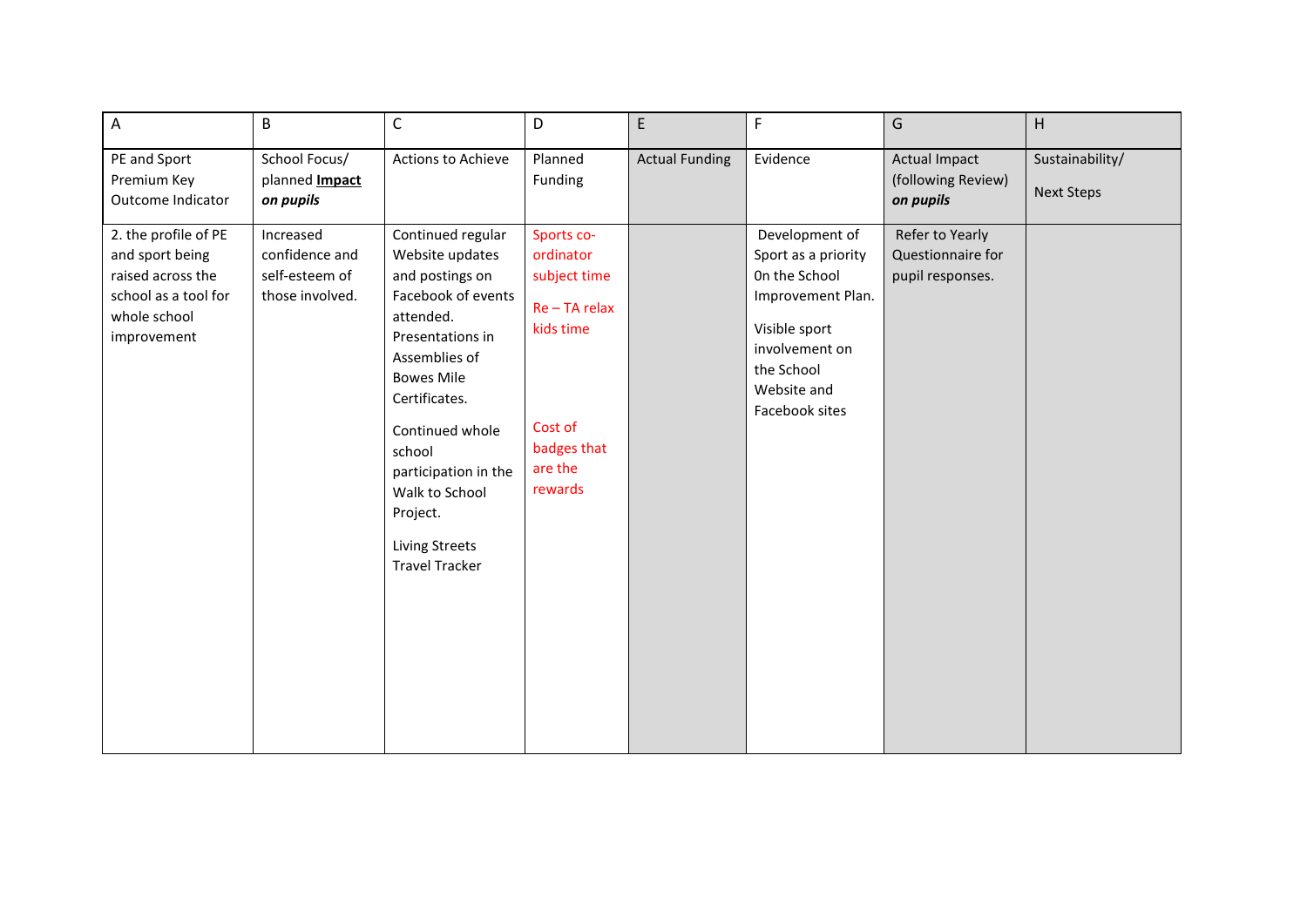| A | B | C | D | E | F | G | H |
|---|---|---|---|---|---|---|---|
| PE and Sport Premium Key Outcome Indicator | School Focus/ planned **Impact** ***on pupils*** | Actions to Achieve | Planned Funding | Actual Funding | Evidence | Actual Impact (following Review) ***on pupils*** | Sustainability/<br><br>Next Steps |
| 2. the profile of PE and sport being raised across the school as a tool for whole school improvement | Increased confidence and self-esteem of those involved. | Continued regular Website updates and postings on Facebook of events attended. Presentations in Assemblies of Bowes Mile Certificates.<br><br>Continued whole school participation in the Walk to School Project.<br><br>Living Streets Travel Tracker | Sports co-ordinator subject time<br><br>Re – TA relax kids time<br><br>Cost of badges that are the rewards | | Development of Sport as a priority 0n the School Improvement Plan.<br><br>Visible sport involvement on the School Website and Facebook sites | Refer to Yearly Questionnaire for pupil responses. | |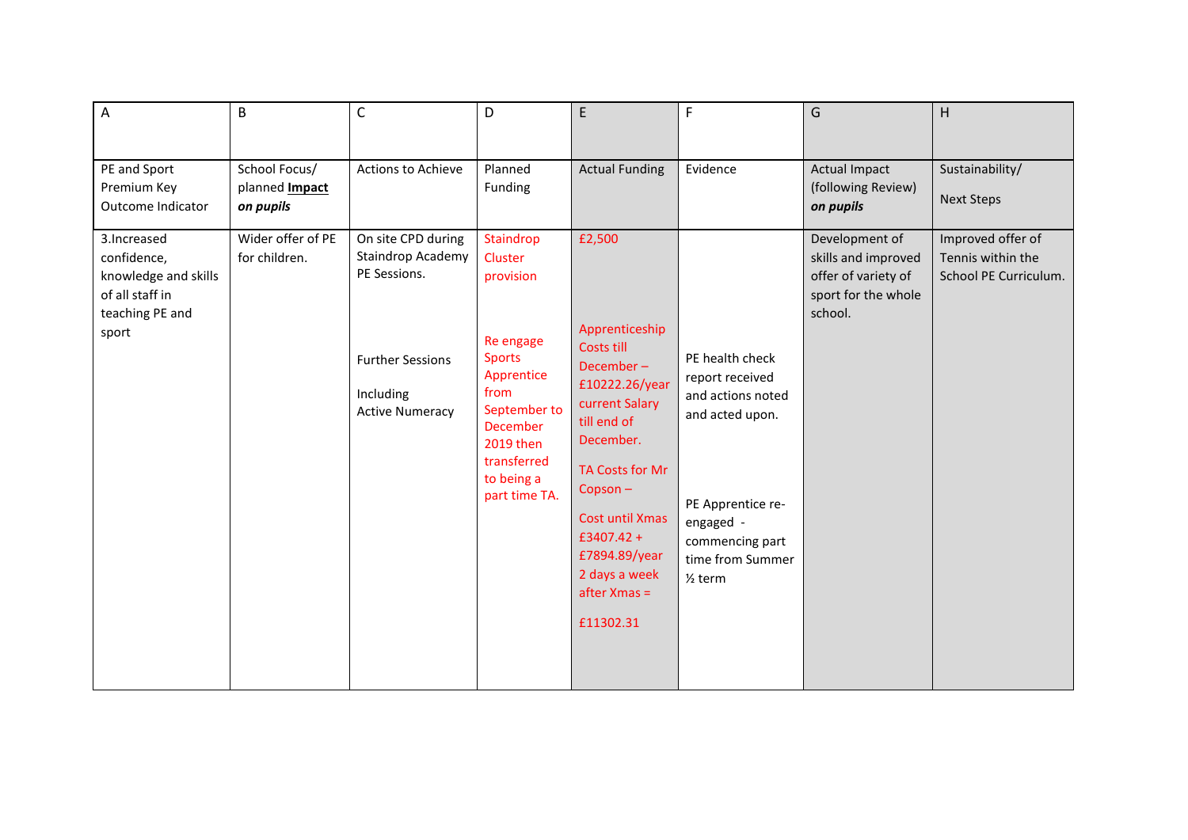| A | B | C | D | E | F | G | H |
|---|---|---|---|---|---|---|---|
| PE and Sport Premium Key Outcome Indicator | School Focus/ planned **Impact** ***on pupils*** | Actions to Achieve | Planned Funding | Actual Funding | Evidence | Actual Impact (following Review) ***on pupils*** | Sustainability/<br><br>Next Steps |
| 3.Increased confidence, knowledge and skills of all staff in teaching PE and sport | Wider offer of PE for children. | On site CPD during Staindrop Academy PE Sessions.<br><br>Further Sessions<br><br>Including Active Numeracy | Staindrop Cluster provision<br><br>Re engage Sports Apprentice from September to December 2019 then transferred to being a part time TA. | £2,500<br><br>Apprenticeship Costs till December – £10222.26/year current Salary till end of December.<br><br>TA Costs for Mr Copson –<br><br>Cost until Xmas £3407.42 + £7894.89/year 2 days a week after Xmas =<br><br>£11302.31 | PE health check report received and actions noted and acted upon.<br><br>PE Apprentice re-engaged - commencing part time from Summer ½ term | Development of skills and improved offer of variety of sport for the whole school. | Improved offer of Tennis within the School PE Curriculum. |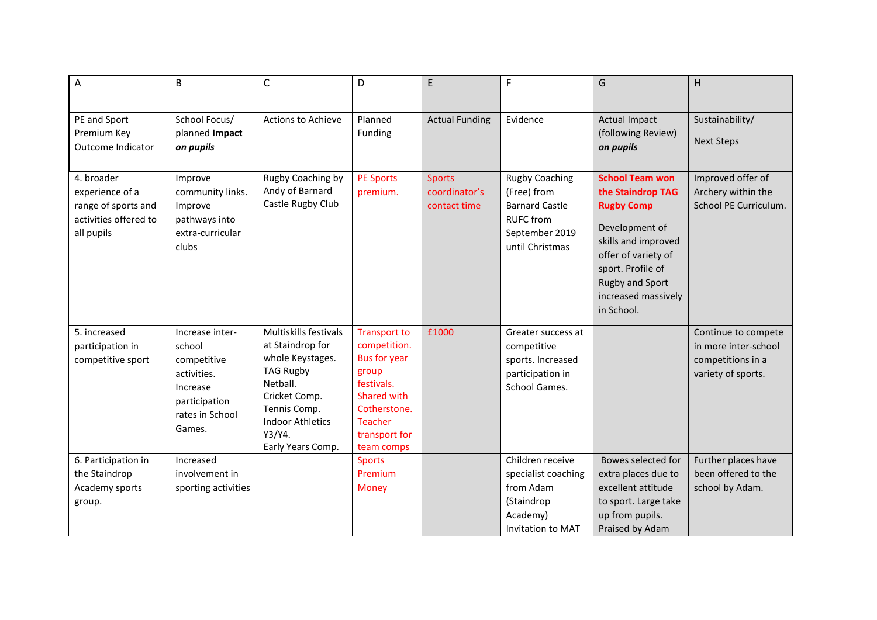| A | B | C | D | E | F | G | H |
|---|---|---|---|---|---|---|---|
| PE and Sport Premium Key Outcome Indicator | School Focus/ planned **Impact** ***on pupils*** | Actions to Achieve | Planned Funding | Actual Funding | Evidence | Actual Impact (following Review) ***on pupils*** | Sustainability/ Next Steps |
| 4. broader experience of a range of sports and activities offered to all pupils | Improve community links. Improve pathways into extra-curricular clubs | Rugby Coaching by Andy of Barnard Castle Rugby Club | PE Sports premium. | Sports coordinator's contact time | Rugby Coaching (Free) from Barnard Castle RUFC from September 2019 until Christmas | **School Team won the Staindrop TAG Rugby Comp** Development of skills and improved offer of variety of sport. Profile of Rugby and Sport increased massively in School. | Improved offer of Archery within the School PE Curriculum. |
| 5. increased participation in competitive sport | Increase inter-school competitive activities. Increase participation rates in School Games. | Multiskills festivals at Staindrop for whole Keystages. TAG Rugby Netball. Cricket Comp. Tennis Comp. Indoor Athletics Y3/Y4. Early Years Comp. | Transport to competition. Bus for year group festivals. Shared with Cotherstone. Teacher transport for team comps | £1000 | Greater success at competitive sports. Increased participation in School Games. | | Continue to compete in more inter-school competitions in a variety of sports. |
| 6. Participation in the Staindrop Academy sports group. | Increased involvement in sporting activities | | Sports Premium Money | | Children receive specialist coaching from Adam (Staindrop Academy) Invitation to MAT | Bowes selected for extra places due to excellent attitude to sport. Large take up from pupils. Praised by Adam | Further places have been offered to the school by Adam. |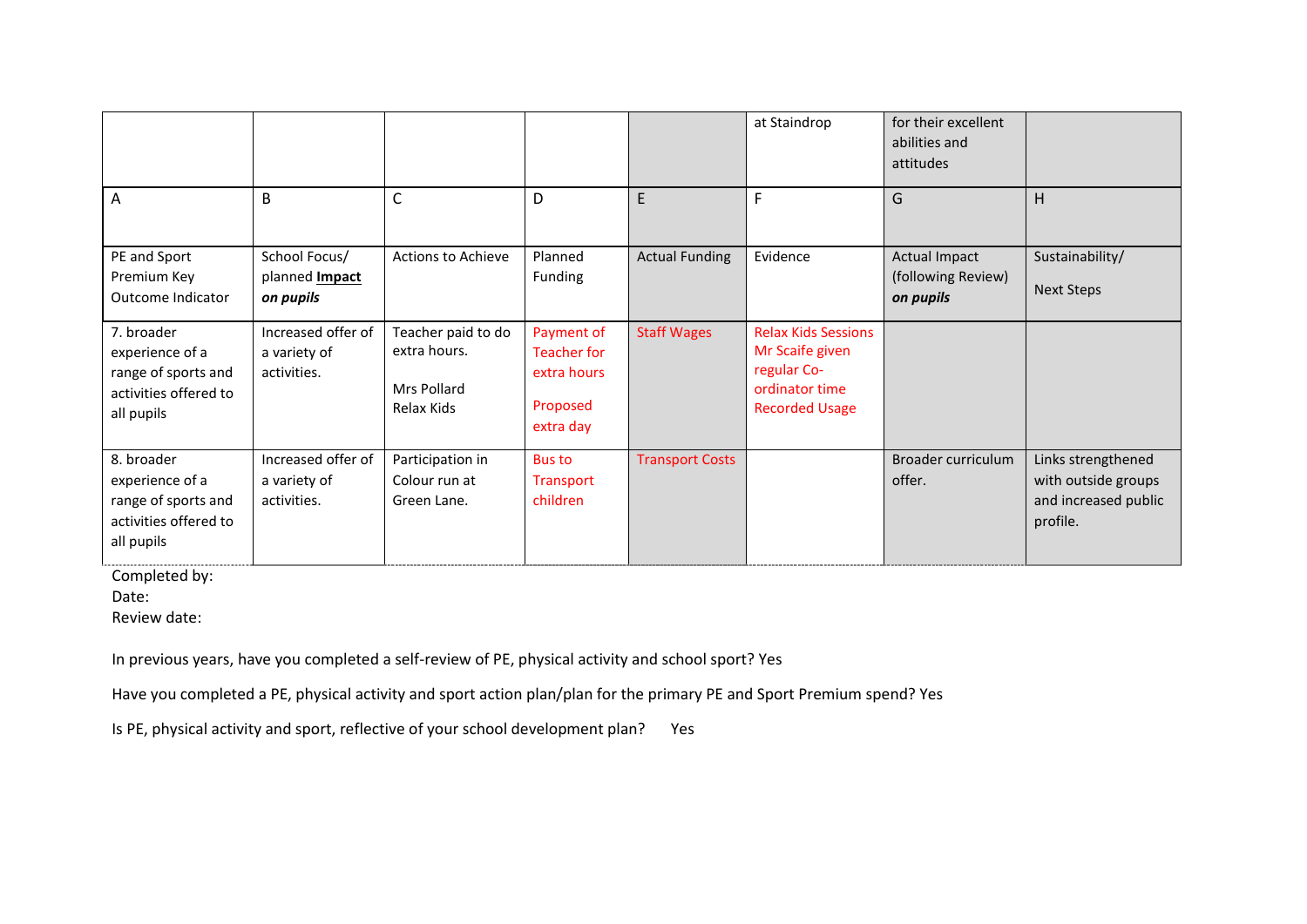| | | | | | | | |
|---|---|---|---|---|---|---|---|
| | | | | | at Staindrop | for their excellent abilities and attitudes | |
| A | B | C | D | E | F | G | H |
| PE and Sport Premium Key Outcome Indicator | School Focus/ planned **Impact** ***on pupils*** | Actions to Achieve | Planned Funding | Actual Funding | Evidence | Actual Impact (following Review) ***on pupils*** | Sustainability/ Next Steps |
| 7. broader experience of a range of sports and activities offered to all pupils | Increased offer of a variety of activities. | Teacher paid to do extra hours. Mrs Pollard Relax Kids | Payment of Teacher for extra hours Proposed extra day | Staff Wages | Relax Kids Sessions Mr Scaife given regular Co-ordinator time Recorded Usage | | |
| 8. broader experience of a range of sports and activities offered to all pupils | Increased offer of a variety of activities. | Participation in Colour run at Green Lane. | Bus to Transport children | Transport Costs | | Broader curriculum offer. | Links strengthened with outside groups and increased public profile. |

Completed by:
Date:
Review date:

In previous years, have you completed a self-review of PE, physical activity and school sport? Yes

Have you completed a PE, physical activity and sport action plan/plan for the primary PE and Sport Premium spend? Yes

Is PE, physical activity and sport, reflective of your school development plan? Yes